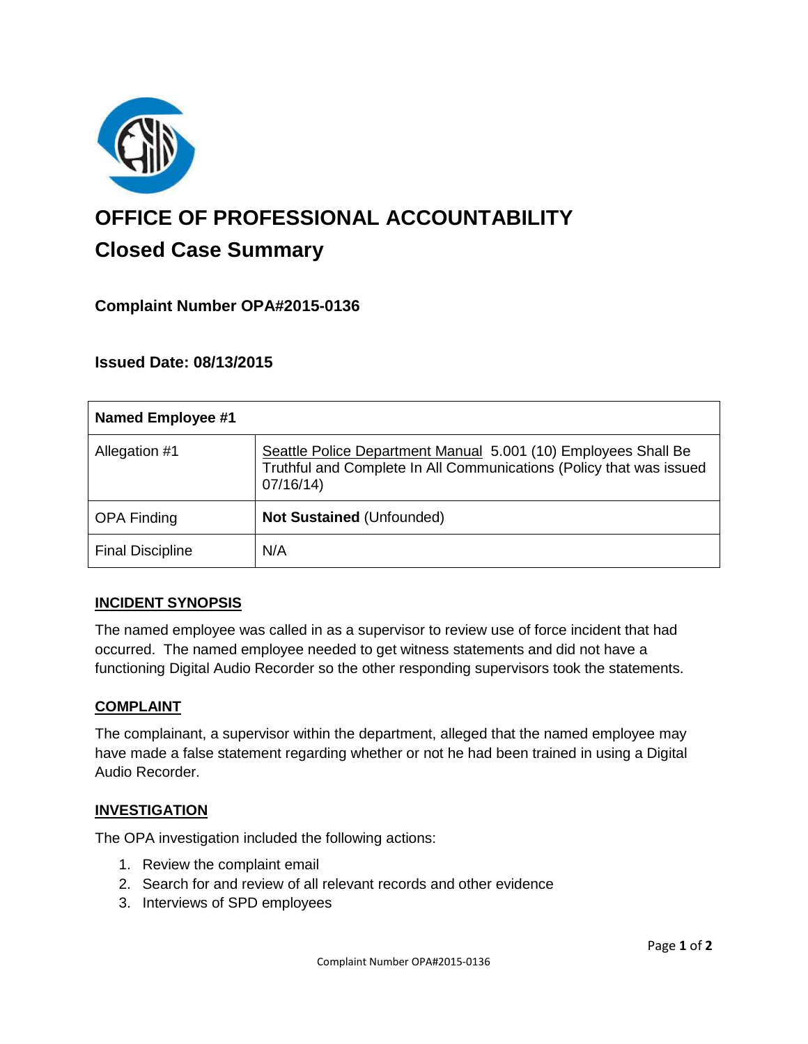# OFFICE OF PROFESSIONAL ACCOUNTABILITY

## Closed Case Summary

### Complaint Number OPA#2015-0136

### Issued Date: 08/13/2015

| Named Employee #1 | |
|---|---|
| Allegation #1 | Seattle Police Department Manual 5.001 (10) Employees Shall Be Truthful and Complete In All Communications (Policy that was issued 07/16/14) |
| OPA Finding | **Not Sustained** (Unfounded) |
| Final Discipline | N/A |

**INCIDENT SYNOPSIS**

The named employee was called in as a supervisor to review use of force incident that had occurred. The named employee needed to get witness statements and did not have a functioning Digital Audio Recorder so the other responding supervisors took the statements.

**COMPLAINT**

The complainant, a supervisor within the department, alleged that the named employee may have made a false statement regarding whether or not he had been trained in using a Digital Audio Recorder.

**INVESTIGATION**

The OPA investigation included the following actions:

1. Review the complaint email
2. Search for and review of all relevant records and other evidence
3. Interviews of SPD employees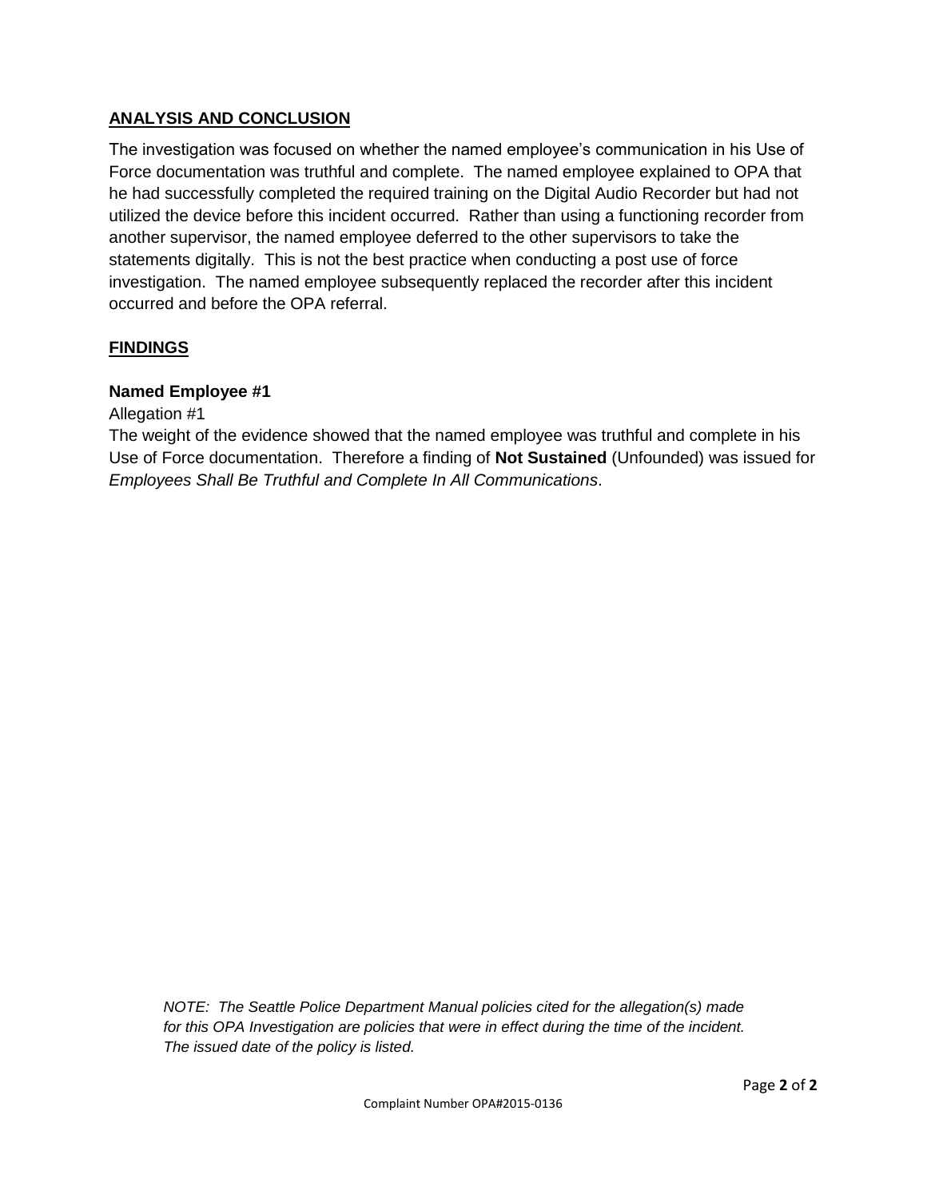## ANALYSIS AND CONCLUSION

The investigation was focused on whether the named employee's communication in his Use of Force documentation was truthful and complete. The named employee explained to OPA that he had successfully completed the required training on the Digital Audio Recorder but had not utilized the device before this incident occurred. Rather than using a functioning recorder from another supervisor, the named employee deferred to the other supervisors to take the statements digitally. This is not the best practice when conducting a post use of force investigation. The named employee subsequently replaced the recorder after this incident occurred and before the OPA referral.

## FINDINGS

### Named Employee #1

Allegation #1

The weight of the evidence showed that the named employee was truthful and complete in his Use of Force documentation. Therefore a finding of **Not Sustained** (Unfounded) was issued for *Employees Shall Be Truthful and Complete In All Communications*.

*NOTE: The Seattle Police Department Manual policies cited for the allegation(s) made for this OPA Investigation are policies that were in effect during the time of the incident. The issued date of the policy is listed.*

Complaint Number OPA#2015-0136